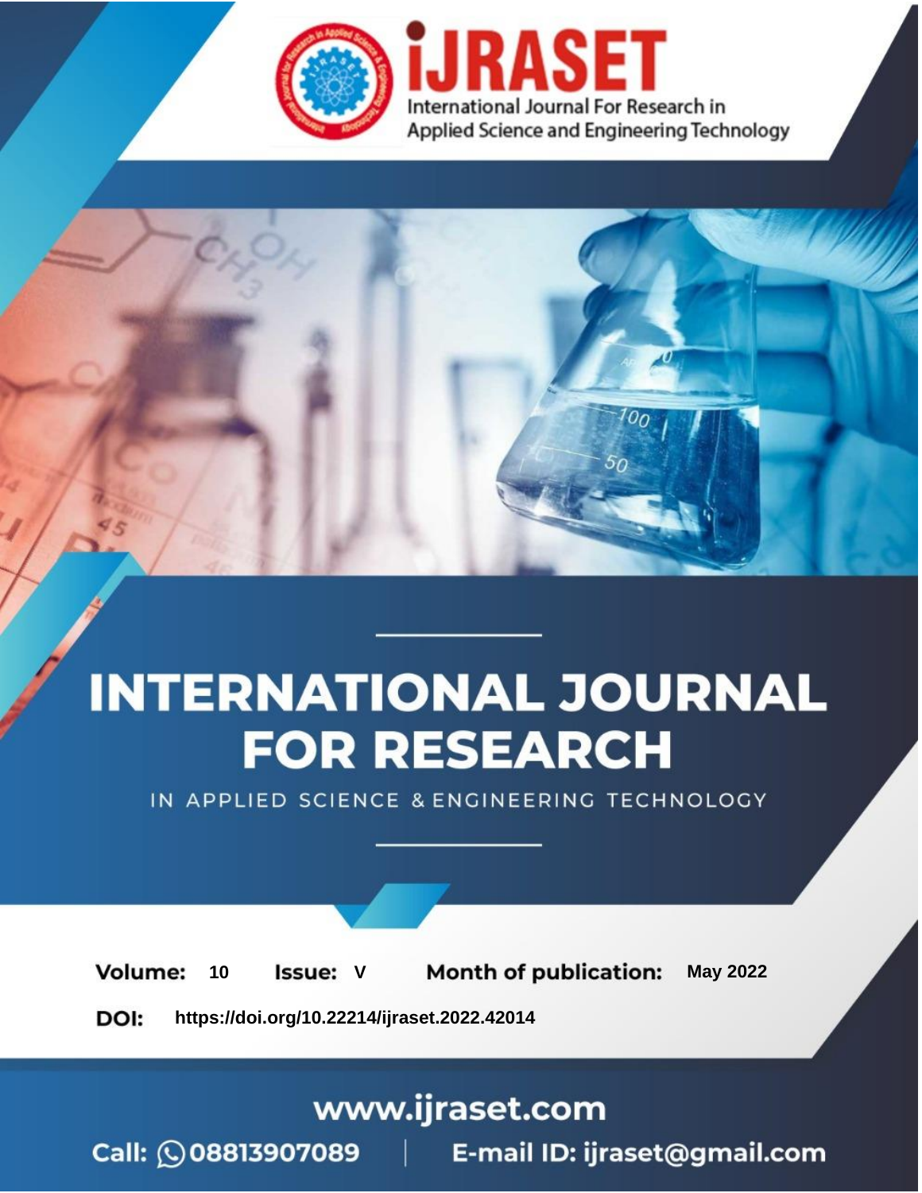International Journal For Research in Applied Science and Engineering Technology

# INTERNATIONAL JOURNAL FOR RESEARCH

IN APPLIED SCIENCE & ENGINEERING TECHNOLOGY

**Volume:** 10 **Issue:** V **Month of publication:** May 2022

**DOI:** https://doi.org/10.22214/ijraset.2022.42014

www.ijraset.com

Call: 08813907089 | E-mail ID: ijraset@gmail.com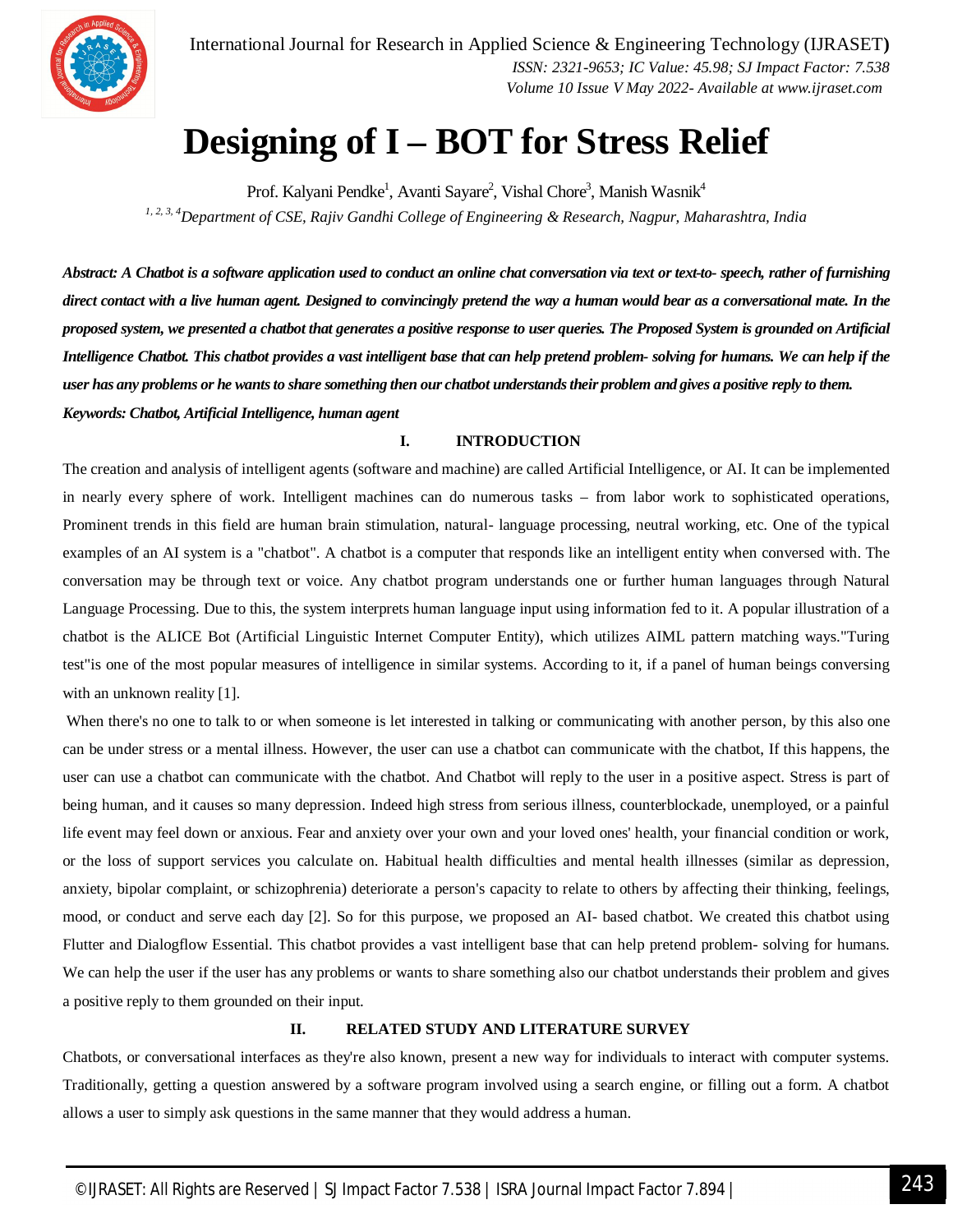# Designing of I – BOT for Stress Relief

Prof. Kalyani Pendke[1], Avanti Sayare[2], Vishal Chore[3], Manish Wasnik[4]

*[1, 2, 3, 4]Department of CSE, Rajiv Gandhi College of Engineering & Research, Nagpur, Maharashtra, India*

***Abstract: A Chatbot is a software application used to conduct an online chat conversation via text or text-to- speech, rather of furnishing direct contact with a live human agent. Designed to convincingly pretend the way a human would bear as a conversational mate. In the proposed system, we presented a chatbot that generates a positive response to user queries. The Proposed System is grounded on Artificial Intelligence Chatbot. This chatbot provides a vast intelligent base that can help pretend problem- solving for humans. We can help if the user has any problems or he wants to share something then our chatbot understands their problem and gives a positive reply to them.***

***Keywords: Chatbot, Artificial Intelligence, human agent***

## I. INTRODUCTION

The creation and analysis of intelligent agents (software and machine) are called Artificial Intelligence, or AI. It can be implemented in nearly every sphere of work. Intelligent machines can do numerous tasks – from labor work to sophisticated operations, Prominent trends in this field are human brain stimulation, natural- language processing, neutral working, etc. One of the typical examples of an AI system is a "chatbot". A chatbot is a computer that responds like an intelligent entity when conversed with. The conversation may be through text or voice. Any chatbot program understands one or further human languages through Natural Language Processing. Due to this, the system interprets human language input using information fed to it. A popular illustration of a chatbot is the ALICE Bot (Artificial Linguistic Internet Computer Entity), which utilizes AIML pattern matching ways."Turing test"is one of the most popular measures of intelligence in similar systems. According to it, if a panel of human beings conversing with an unknown reality [1].

When there's no one to talk to or when someone is let interested in talking or communicating with another person, by this also one can be under stress or a mental illness. However, the user can use a chatbot can communicate with the chatbot, If this happens, the user can use a chatbot can communicate with the chatbot. And Chatbot will reply to the user in a positive aspect. Stress is part of being human, and it causes so many depression. Indeed high stress from serious illness, counterblockade, unemployed, or a painful life event may feel down or anxious. Fear and anxiety over your own and your loved ones' health, your financial condition or work, or the loss of support services you calculate on. Habitual health difficulties and mental health illnesses (similar as depression, anxiety, bipolar complaint, or schizophrenia) deteriorate a person's capacity to relate to others by affecting their thinking, feelings, mood, or conduct and serve each day [2]. So for this purpose, we proposed an AI- based chatbot. We created this chatbot using Flutter and Dialogflow Essential. This chatbot provides a vast intelligent base that can help pretend problem- solving for humans. We can help the user if the user has any problems or wants to share something also our chatbot understands their problem and gives a positive reply to them grounded on their input.

## II. RELATED STUDY AND LITERATURE SURVEY

Chatbots, or conversational interfaces as they're also known, present a new way for individuals to interact with computer systems. Traditionally, getting a question answered by a software program involved using a search engine, or filling out a form. A chatbot allows a user to simply ask questions in the same manner that they would address a human.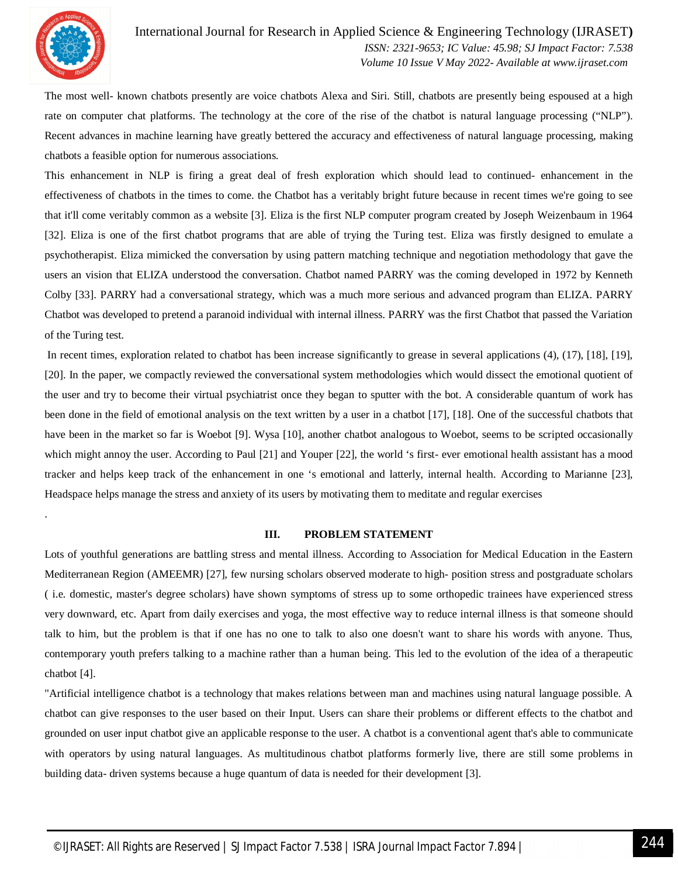The most well- known chatbots presently are voice chatbots Alexa and Siri. Still, chatbots are presently being espoused at a high rate on computer chat platforms. The technology at the core of the rise of the chatbot is natural language processing ("NLP"). Recent advances in machine learning have greatly bettered the accuracy and effectiveness of natural language processing, making chatbots a feasible option for numerous associations.

This enhancement in NLP is firing a great deal of fresh exploration which should lead to continued- enhancement in the effectiveness of chatbots in the times to come. the Chatbot has a veritably bright future because in recent times we're going to see that it'll come veritably common as a website [3]. Eliza is the first NLP computer program created by Joseph Weizenbaum in 1964 [32]. Eliza is one of the first chatbot programs that are able of trying the Turing test. Eliza was firstly designed to emulate a psychotherapist. Eliza mimicked the conversation by using pattern matching technique and negotiation methodology that gave the users an vision that ELIZA understood the conversation. Chatbot named PARRY was the coming developed in 1972 by Kenneth Colby [33]. PARRY had a conversational strategy, which was a much more serious and advanced program than ELIZA. PARRY Chatbot was developed to pretend a paranoid individual with internal illness. PARRY was the first Chatbot that passed the Variation of the Turing test.

In recent times, exploration related to chatbot has been increase significantly to grease in several applications (4), (17), [18], [19], [20]. In the paper, we compactly reviewed the conversational system methodologies which would dissect the emotional quotient of the user and try to become their virtual psychiatrist once they began to sputter with the bot. A considerable quantum of work has been done in the field of emotional analysis on the text written by a user in a chatbot [17], [18]. One of the successful chatbots that have been in the market so far is Woebot [9]. Wysa [10], another chatbot analogous to Woebot, seems to be scripted occasionally which might annoy the user. According to Paul [21] and Youper [22], the world 's first- ever emotional health assistant has a mood tracker and helps keep track of the enhancement in one 's emotional and latterly, internal health. According to Marianne [23], Headspace helps manage the stress and anxiety of its users by motivating them to meditate and regular exercises

.

## III. PROBLEM STATEMENT

Lots of youthful generations are battling stress and mental illness. According to Association for Medical Education in the Eastern Mediterranean Region (AMEEMR) [27], few nursing scholars observed moderate to high- position stress and postgraduate scholars ( i.e. domestic, master's degree scholars) have shown symptoms of stress up to some orthopedic trainees have experienced stress very downward, etc. Apart from daily exercises and yoga, the most effective way to reduce internal illness is that someone should talk to him, but the problem is that if one has no one to talk to also one doesn't want to share his words with anyone. Thus, contemporary youth prefers talking to a machine rather than a human being. This led to the evolution of the idea of a therapeutic chatbot [4].

"Artificial intelligence chatbot is a technology that makes relations between man and machines using natural language possible. A chatbot can give responses to the user based on their Input. Users can share their problems or different effects to the chatbot and grounded on user input chatbot give an applicable response to the user. A chatbot is a conventional agent that's able to communicate with operators by using natural languages. As multitudinous chatbot platforms formerly live, there are still some problems in building data- driven systems because a huge quantum of data is needed for their development [3].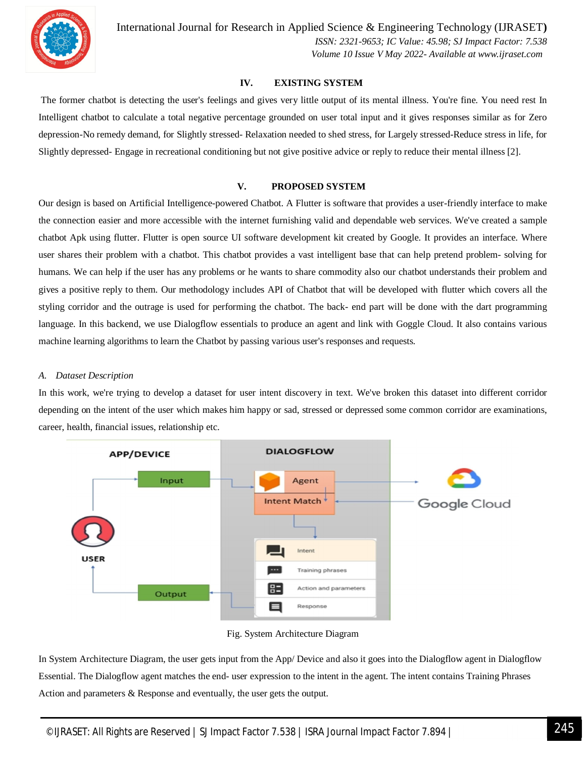## IV. EXISTING SYSTEM

The former chatbot is detecting the user's feelings and gives very little output of its mental illness. You're fine. You need rest In Intelligent chatbot to calculate a total negative percentage grounded on user total input and it gives responses similar as for Zero depression-No remedy demand, for Slightly stressed- Relaxation needed to shed stress, for Largely stressed-Reduce stress in life, for Slightly depressed- Engage in recreational conditioning but not give positive advice or reply to reduce their mental illness [2].

## V. PROPOSED SYSTEM

Our design is based on Artificial Intelligence-powered Chatbot. A Flutter is software that provides a user-friendly interface to make the connection easier and more accessible with the internet furnishing valid and dependable web services. We've created a sample chatbot Apk using flutter. Flutter is open source UI software development kit created by Google. It provides an interface. Where user shares their problem with a chatbot. This chatbot provides a vast intelligent base that can help pretend problem- solving for humans. We can help if the user has any problems or he wants to share commodity also our chatbot understands their problem and gives a positive reply to them. Our methodology includes API of Chatbot that will be developed with flutter which covers all the styling corridor and the outrage is used for performing the chatbot. The back- end part will be done with the dart programming language. In this backend, we use Dialogflow essentials to produce an agent and link with Goggle Cloud. It also contains various machine learning algorithms to learn the Chatbot by passing various user's responses and requests.

### *A. Dataset Description*

In this work, we're trying to develop a dataset for user intent discovery in text. We've broken this dataset into different corridor depending on the intent of the user which makes him happy or sad, stressed or depressed some common corridor are examinations, career, health, financial issues, relationship etc.

Fig. System Architecture Diagram

In System Architecture Diagram, the user gets input from the App/ Device and also it goes into the Dialogflow agent in Dialogflow Essential. The Dialogflow agent matches the end- user expression to the intent in the agent. The intent contains Training Phrases Action and parameters & Response and eventually, the user gets the output.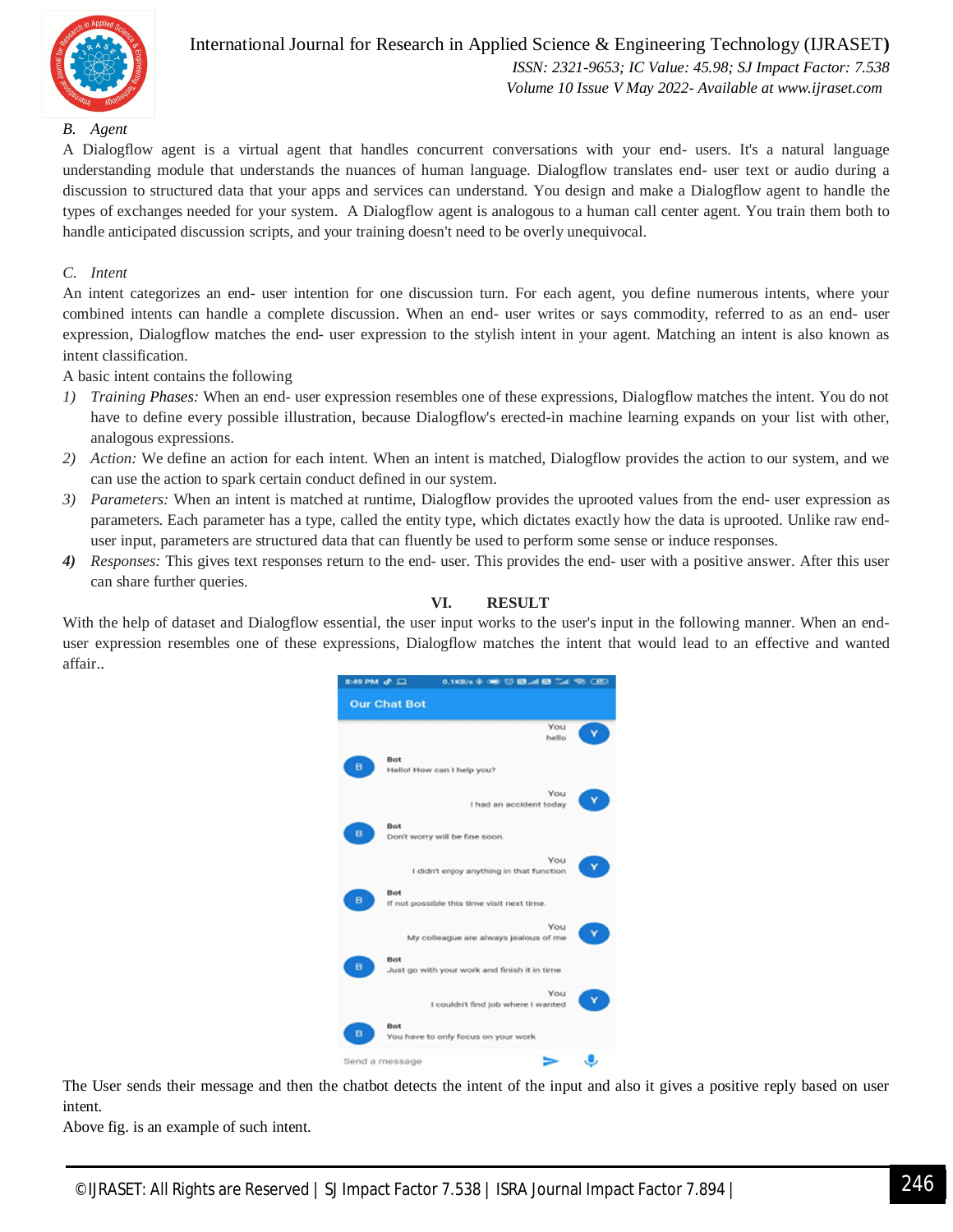### B. *Agent*

A Dialogflow agent is a virtual agent that handles concurrent conversations with your end- users. It's a natural language understanding module that understands the nuances of human language. Dialogflow translates end- user text or audio during a discussion to structured data that your apps and services can understand. You design and make a Dialogflow agent to handle the types of exchanges needed for your system. A Dialogflow agent is analogous to a human call center agent. You train them both to handle anticipated discussion scripts, and your training doesn't need to be overly unequivocal.

### C. *Intent*

An intent categorizes an end- user intention for one discussion turn. For each agent, you define numerous intents, where your combined intents can handle a complete discussion. When an end- user writes or says commodity, referred to as an end- user expression, Dialogflow matches the end- user expression to the stylish intent in your agent. Matching an intent is also known as intent classification.

A basic intent contains the following

1) *Training Phases:* When an end- user expression resembles one of these expressions, Dialogflow matches the intent. You do not have to define every possible illustration, because Dialogflow's erected-in machine learning expands on your list with other, analogous expressions.
2) *Action:* We define an action for each intent. When an intent is matched, Dialogflow provides the action to our system, and we can use the action to spark certain conduct defined in our system.
3) *Parameters:* When an intent is matched at runtime, Dialogflow provides the uprooted values from the end- user expression as parameters. Each parameter has a type, called the entity type, which dictates exactly how the data is uprooted. Unlike raw end- user input, parameters are structured data that can fluently be used to perform some sense or induce responses.
4) *Responses:* This gives text responses return to the end- user. This provides the end- user with a positive answer. After this user can share further queries.

## VI. RESULT

With the help of dataset and Dialogflow essential, the user input works to the user's input in the following manner. When an end- user expression resembles one of these expressions, Dialogflow matches the intent that would lead to an effective and wanted affair..

The User sends their message and then the chatbot detects the intent of the input and also it gives a positive reply based on user intent.

Above fig. is an example of such intent.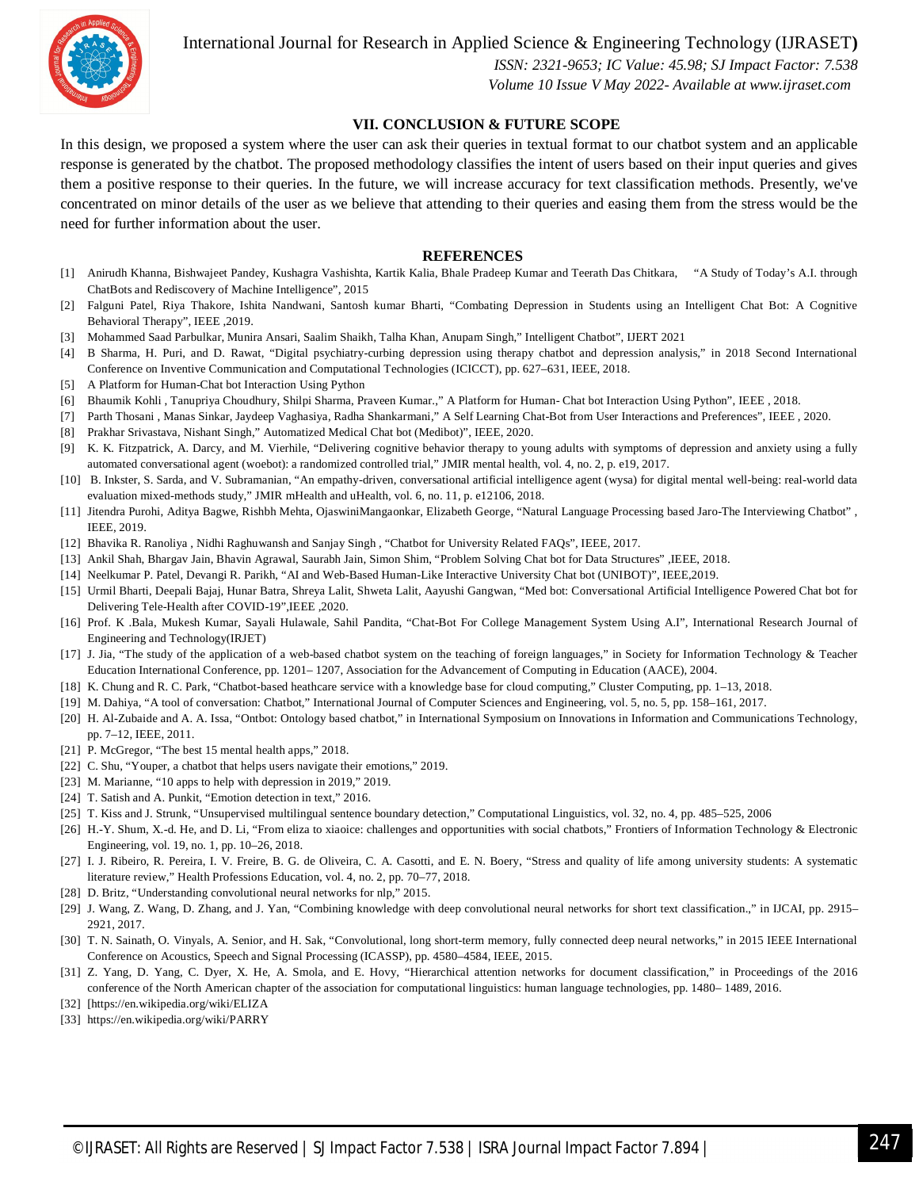## VII. CONCLUSION & FUTURE SCOPE

In this design, we proposed a system where the user can ask their queries in textual format to our chatbot system and an applicable response is generated by the chatbot. The proposed methodology classifies the intent of users based on their input queries and gives them a positive response to their queries. In the future, we will increase accuracy for text classification methods. Presently, we've concentrated on minor details of the user as we believe that attending to their queries and easing them from the stress would be the need for further information about the user.

## REFERENCES

[1] Anirudh Khanna, Bishwajeet Pandey, Kushagra Vashishta, Kartik Kalia, Bhale Pradeep Kumar and Teerath Das Chitkara, "A Study of Today's A.I. through ChatBots and Rediscovery of Machine Intelligence", 2015

[2] Falguni Patel, Riya Thakore, Ishita Nandwani, Santosh kumar Bharti, "Combating Depression in Students using an Intelligent Chat Bot: A Cognitive Behavioral Therapy", IEEE ,2019.

[3] Mohammed Saad Parbulkar, Munira Ansari, Saalim Shaikh, Talha Khan, Anupam Singh," Intelligent Chatbot", IJERT 2021

[4] B Sharma, H. Puri, and D. Rawat, "Digital psychiatry-curbing depression using therapy chatbot and depression analysis," in 2018 Second International Conference on Inventive Communication and Computational Technologies (ICICCT), pp. 627–631, IEEE, 2018.

[5] A Platform for Human-Chat bot Interaction Using Python

[6] Bhaumik Kohli , Tanupriya Choudhury, Shilpi Sharma, Praveen Kumar.," A Platform for Human- Chat bot Interaction Using Python", IEEE , 2018.

[7] Parth Thosani , Manas Sinkar, Jaydeep Vaghasiya, Radha Shankarmani," A Self Learning Chat-Bot from User Interactions and Preferences", IEEE , 2020.

[8] Prakhar Srivastava, Nishant Singh," Automatized Medical Chat bot (Medibot)", IEEE, 2020.

[9] K. K. Fitzpatrick, A. Darcy, and M. Vierhile, "Delivering cognitive behavior therapy to young adults with symptoms of depression and anxiety using a fully automated conversational agent (woebot): a randomized controlled trial," JMIR mental health, vol. 4, no. 2, p. e19, 2017.

[10] B. Inkster, S. Sarda, and V. Subramanian, "An empathy-driven, conversational artificial intelligence agent (wysa) for digital mental well-being: real-world data evaluation mixed-methods study," JMIR mHealth and uHealth, vol. 6, no. 11, p. e12106, 2018.

[11] Jitendra Purohi, Aditya Bagwe, Rishbh Mehta, OjaswiniMangaonkar, Elizabeth George, "Natural Language Processing based Jaro-The Interviewing Chatbot" , IEEE, 2019.

[12] Bhavika R. Ranoliya , Nidhi Raghuwansh and Sanjay Singh , "Chatbot for University Related FAQs", IEEE, 2017.

[13] Ankil Shah, Bhargav Jain, Bhavin Agrawal, Saurabh Jain, Simon Shim, "Problem Solving Chat bot for Data Structures" ,IEEE, 2018.

[14] Neelkumar P. Patel, Devangi R. Parikh, "AI and Web-Based Human-Like Interactive University Chat bot (UNIBOT)", IEEE,2019.

[15] Urmil Bharti, Deepali Bajaj, Hunar Batra, Shreya Lalit, Shweta Lalit, Aayushi Gangwan, "Med bot: Conversational Artificial Intelligence Powered Chat bot for Delivering Tele-Health after COVID-19",IEEE ,2020.

[16] Prof. K .Bala, Mukesh Kumar, Sayali Hulawale, Sahil Pandita, "Chat-Bot For College Management System Using A.I", International Research Journal of Engineering and Technology(IRJET)

[17] J. Jia, "The study of the application of a web-based chatbot system on the teaching of foreign languages," in Society for Information Technology & Teacher Education International Conference, pp. 1201– 1207, Association for the Advancement of Computing in Education (AACE), 2004.

[18] K. Chung and R. C. Park, "Chatbot-based heathcare service with a knowledge base for cloud computing," Cluster Computing, pp. 1–13, 2018.

[19] M. Dahiya, "A tool of conversation: Chatbot," International Journal of Computer Sciences and Engineering, vol. 5, no. 5, pp. 158–161, 2017.

[20] H. Al-Zubaide and A. A. Issa, "Ontbot: Ontology based chatbot," in International Symposium on Innovations in Information and Communications Technology, pp. 7–12, IEEE, 2011.

[21] P. McGregor, "The best 15 mental health apps," 2018.

[22] C. Shu, "Youper, a chatbot that helps users navigate their emotions," 2019.

[23] M. Marianne, "10 apps to help with depression in 2019," 2019.

[24] T. Satish and A. Punkit, "Emotion detection in text," 2016.

[25] T. Kiss and J. Strunk, "Unsupervised multilingual sentence boundary detection," Computational Linguistics, vol. 32, no. 4, pp. 485–525, 2006

[26] H.-Y. Shum, X.-d. He, and D. Li, "From eliza to xiaoice: challenges and opportunities with social chatbots," Frontiers of Information Technology & Electronic Engineering, vol. 19, no. 1, pp. 10–26, 2018.

[27] I. J. Ribeiro, R. Pereira, I. V. Freire, B. G. de Oliveira, C. A. Casotti, and E. N. Boery, "Stress and quality of life among university students: A systematic literature review," Health Professions Education, vol. 4, no. 2, pp. 70–77, 2018.

[28] D. Britz, "Understanding convolutional neural networks for nlp," 2015.

[29] J. Wang, Z. Wang, D. Zhang, and J. Yan, "Combining knowledge with deep convolutional neural networks for short text classification.," in IJCAI, pp. 2915–2921, 2017.

[30] T. N. Sainath, O. Vinyals, A. Senior, and H. Sak, "Convolutional, long short-term memory, fully connected deep neural networks," in 2015 IEEE International Conference on Acoustics, Speech and Signal Processing (ICASSP), pp. 4580–4584, IEEE, 2015.

[31] Z. Yang, D. Yang, C. Dyer, X. He, A. Smola, and E. Hovy, "Hierarchical attention networks for document classification," in Proceedings of the 2016 conference of the North American chapter of the association for computational linguistics: human language technologies, pp. 1480– 1489, 2016.

[32] [https://en.wikipedia.org/wiki/ELIZA

[33] https://en.wikipedia.org/wiki/PARRY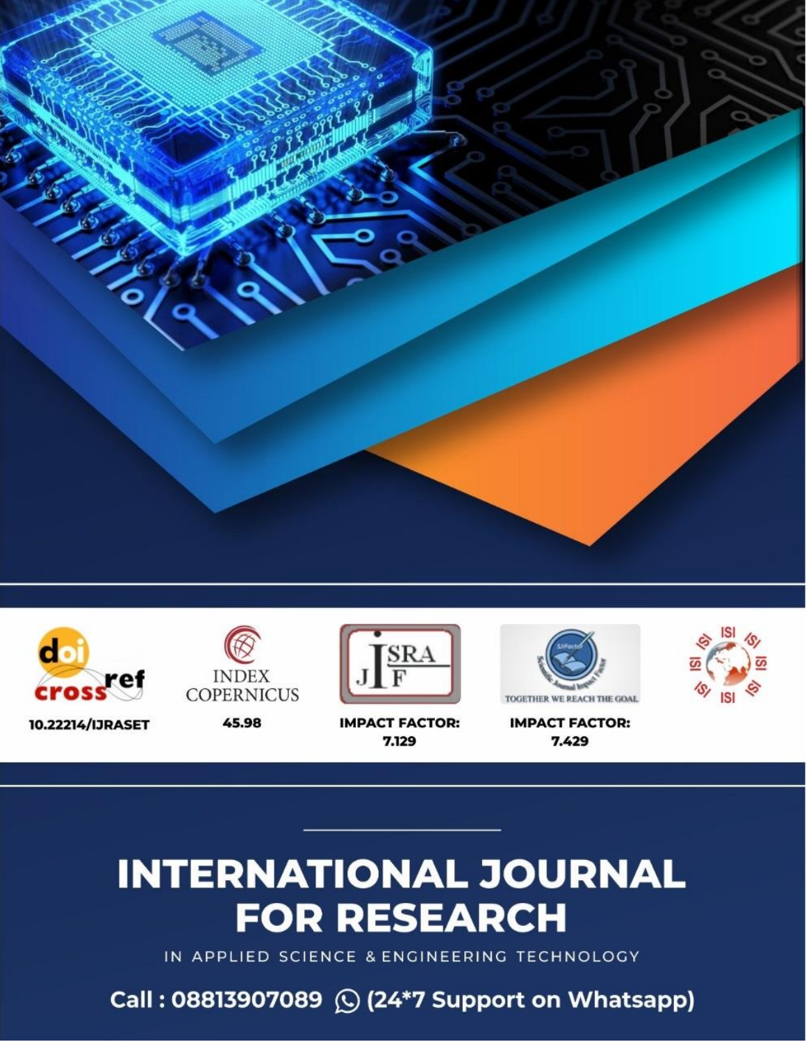10.22214/IJRASET

INDEX COPERNICUS

45.98

IMPACT FACTOR: 7.129

IMPACT FACTOR: 7.429

# INTERNATIONAL JOURNAL FOR RESEARCH

IN APPLIED SCIENCE & ENGINEERING TECHNOLOGY

Call : 08813907089 (24*7 Support on Whatsapp)